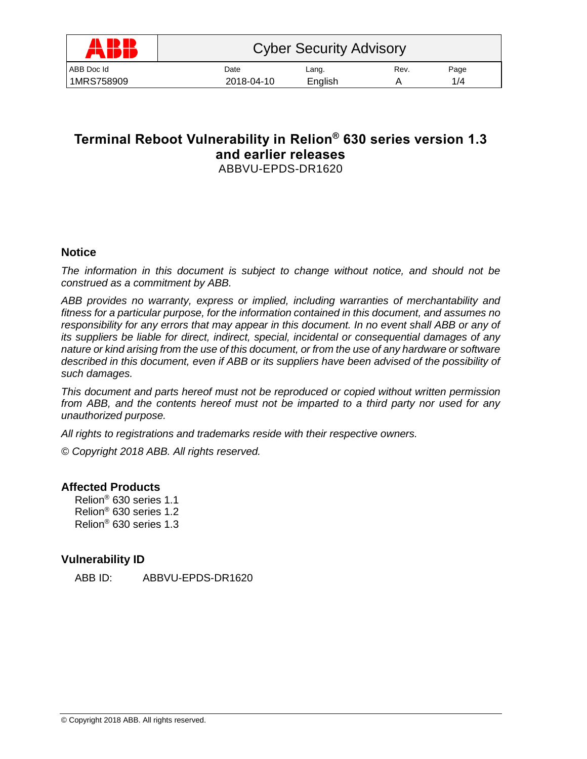| ABB | Cyber Security Advisory | | | |
|---|---|---|---|---|
| ABB Doc Id | Date | Lang. | Rev. | Page |
| 1MRS758909 | 2018-04-10 | English | A | 1/4 |

# Terminal Reboot Vulnerability in Relion® 630 series version 1.3 and earlier releases

ABBVU-EPDS-DR1620

## Notice

*The information in this document is subject to change without notice, and should not be construed as a commitment by ABB.*

*ABB provides no warranty, express or implied, including warranties of merchantability and fitness for a particular purpose, for the information contained in this document, and assumes no responsibility for any errors that may appear in this document. In no event shall ABB or any of its suppliers be liable for direct, indirect, special, incidental or consequential damages of any nature or kind arising from the use of this document, or from the use of any hardware or software described in this document, even if ABB or its suppliers have been advised of the possibility of such damages.*

*This document and parts hereof must not be reproduced or copied without written permission from ABB, and the contents hereof must not be imparted to a third party nor used for any unauthorized purpose.*

*All rights to registrations and trademarks reside with their respective owners.*

*© Copyright 2018 ABB. All rights reserved.*

## Affected Products

Relion® 630 series 1.1
Relion® 630 series 1.2
Relion® 630 series 1.3

## Vulnerability ID

ABB ID: ABBVU-EPDS-DR1620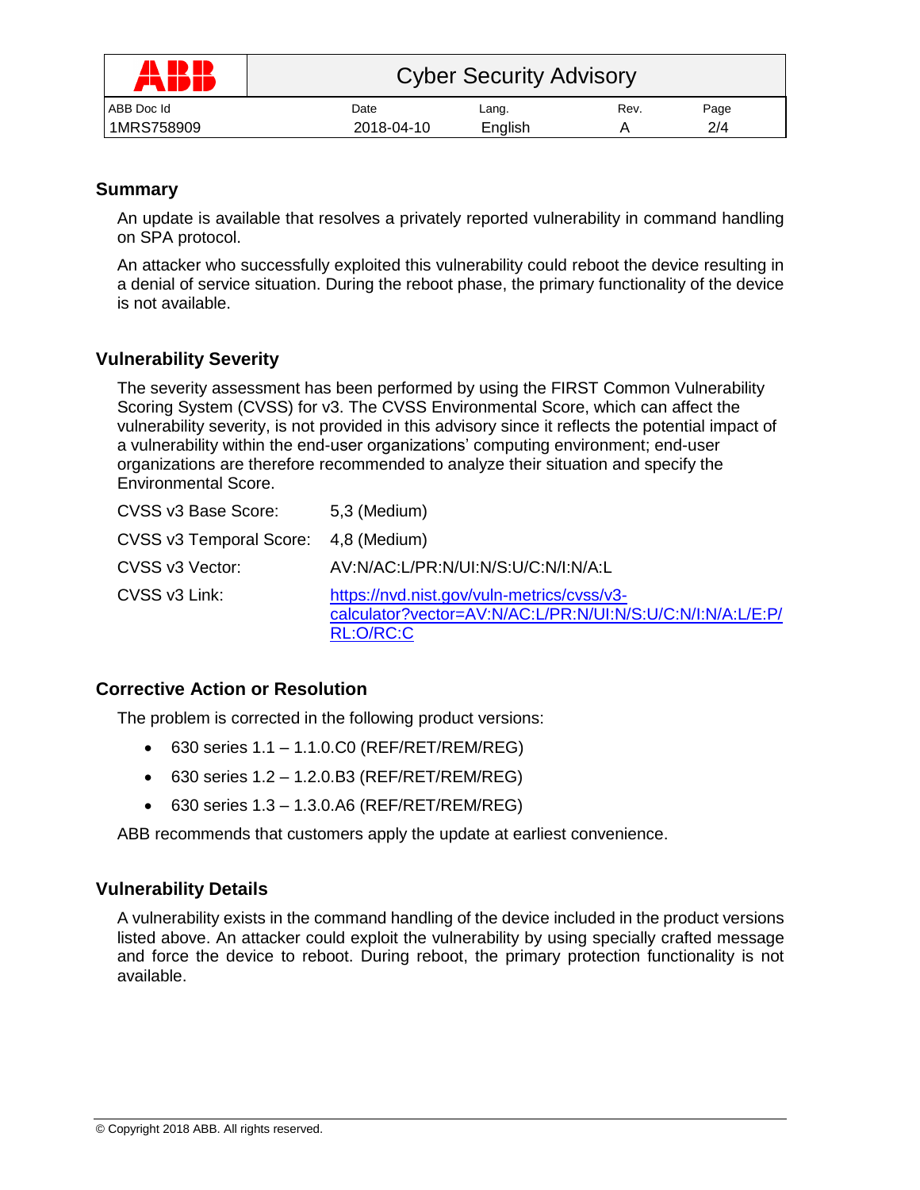## Summary

An update is available that resolves a privately reported vulnerability in command handling on SPA protocol.

An attacker who successfully exploited this vulnerability could reboot the device resulting in a denial of service situation. During the reboot phase, the primary functionality of the device is not available.

## Vulnerability Severity

The severity assessment has been performed by using the FIRST Common Vulnerability Scoring System (CVSS) for v3. The CVSS Environmental Score, which can affect the vulnerability severity, is not provided in this advisory since it reflects the potential impact of a vulnerability within the end-user organizations' computing environment; end-user organizations are therefore recommended to analyze their situation and specify the Environmental Score.

| | |
|---|---|
| CVSS v3 Base Score: | 5,3 (Medium) |
| CVSS v3 Temporal Score: | 4,8 (Medium) |
| CVSS v3 Vector: | AV:N/AC:L/PR:N/UI:N/S:U/C:N/I:N/A:L |
| CVSS v3 Link: | https://nvd.nist.gov/vuln-metrics/cvss/v3-calculator?vector=AV:N/AC:L/PR:N/UI:N/S:U/C:N/I:N/A:L/E:P/RL:O/RC:C |

## Corrective Action or Resolution

The problem is corrected in the following product versions:

- 630 series 1.1 – 1.1.0.C0 (REF/RET/REM/REG)
- 630 series 1.2 – 1.2.0.B3 (REF/RET/REM/REG)
- 630 series 1.3 – 1.3.0.A6 (REF/RET/REM/REG)

ABB recommends that customers apply the update at earliest convenience.

## Vulnerability Details

A vulnerability exists in the command handling of the device included in the product versions listed above. An attacker could exploit the vulnerability by using specially crafted message and force the device to reboot. During reboot, the primary protection functionality is not available.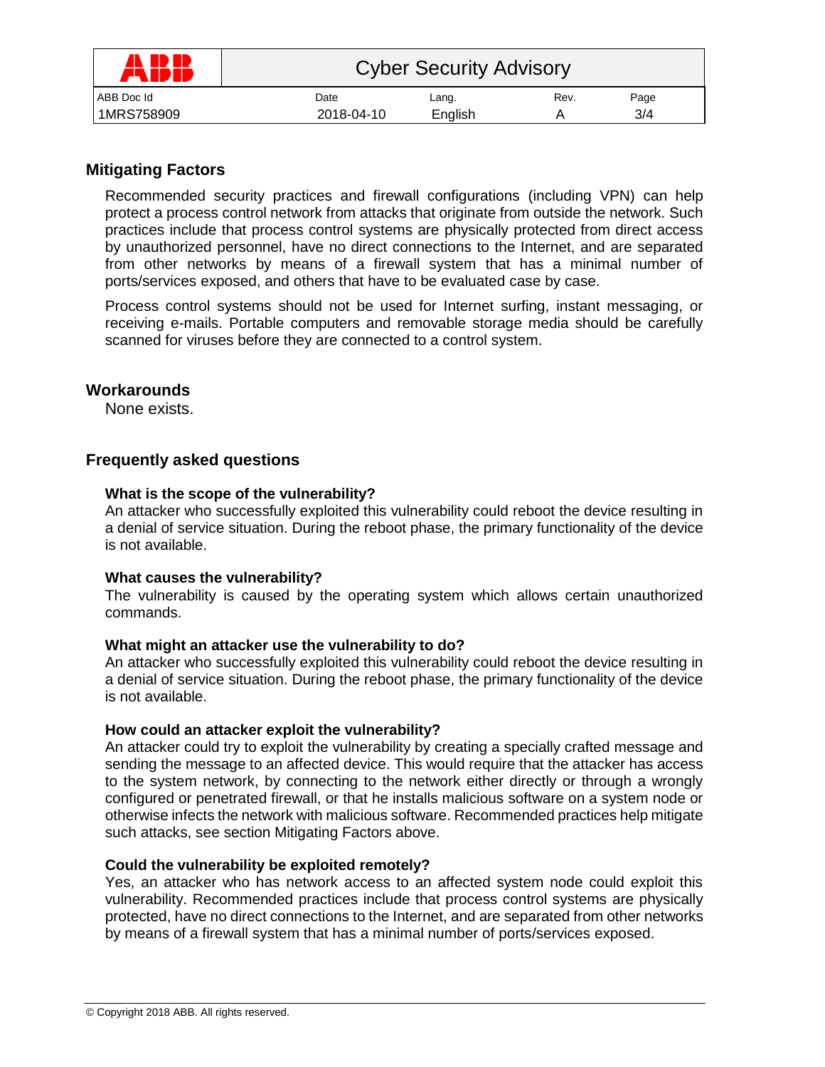## Mitigating Factors

Recommended security practices and firewall configurations (including VPN) can help protect a process control network from attacks that originate from outside the network. Such practices include that process control systems are physically protected from direct access by unauthorized personnel, have no direct connections to the Internet, and are separated from other networks by means of a firewall system that has a minimal number of ports/services exposed, and others that have to be evaluated case by case.

Process control systems should not be used for Internet surfing, instant messaging, or receiving e-mails. Portable computers and removable storage media should be carefully scanned for viruses before they are connected to a control system.

## Workarounds

None exists.

## Frequently asked questions

**What is the scope of the vulnerability?**
An attacker who successfully exploited this vulnerability could reboot the device resulting in a denial of service situation. During the reboot phase, the primary functionality of the device is not available.

**What causes the vulnerability?**
The vulnerability is caused by the operating system which allows certain unauthorized commands.

**What might an attacker use the vulnerability to do?**
An attacker who successfully exploited this vulnerability could reboot the device resulting in a denial of service situation. During the reboot phase, the primary functionality of the device is not available.

**How could an attacker exploit the vulnerability?**
An attacker could try to exploit the vulnerability by creating a specially crafted message and sending the message to an affected device. This would require that the attacker has access to the system network, by connecting to the network either directly or through a wrongly configured or penetrated firewall, or that he installs malicious software on a system node or otherwise infects the network with malicious software. Recommended practices help mitigate such attacks, see section Mitigating Factors above.

**Could the vulnerability be exploited remotely?**
Yes, an attacker who has network access to an affected system node could exploit this vulnerability. Recommended practices include that process control systems are physically protected, have no direct connections to the Internet, and are separated from other networks by means of a firewall system that has a minimal number of ports/services exposed.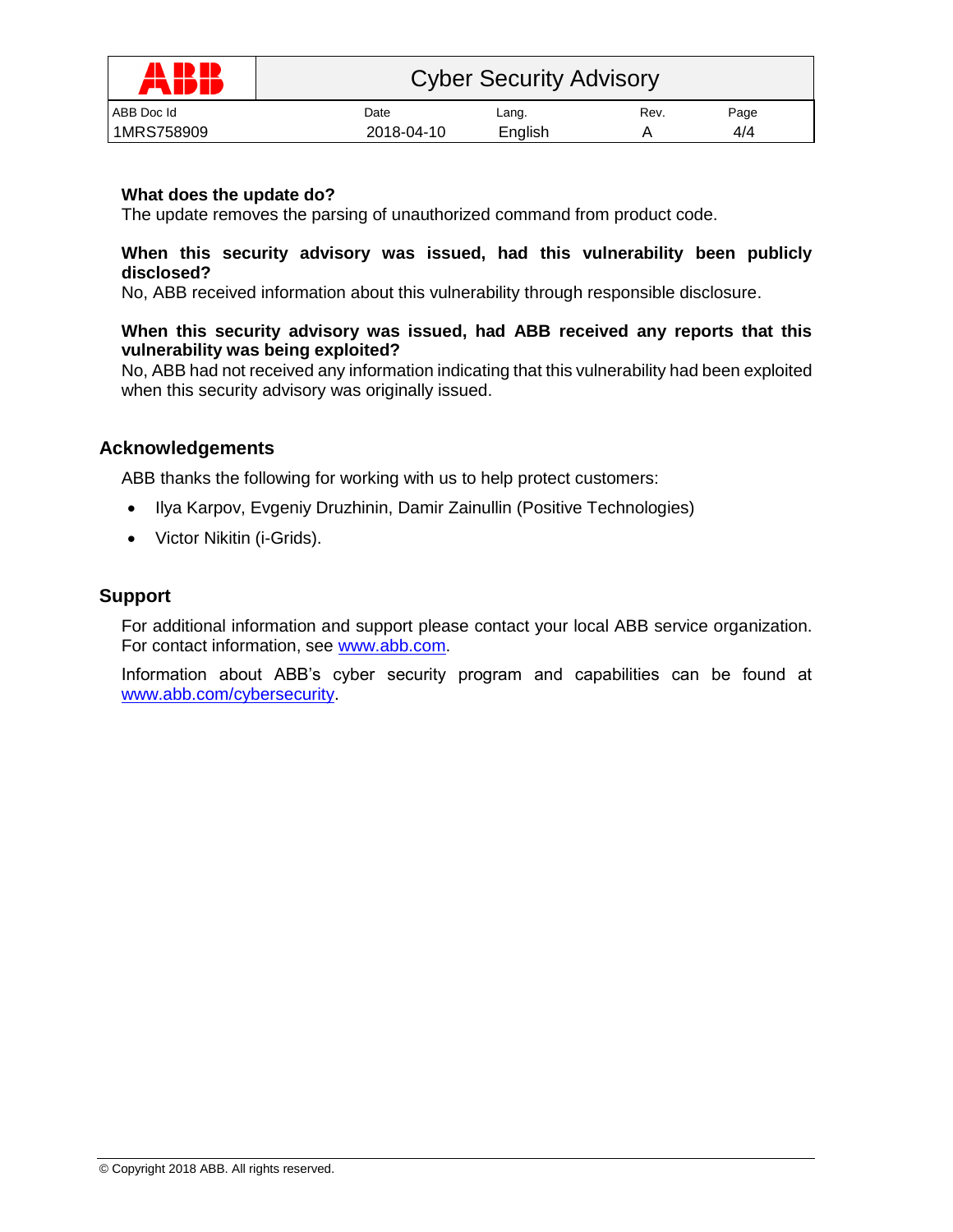**What does the update do?**
The update removes the parsing of unauthorized command from product code.

**When this security advisory was issued, had this vulnerability been publicly disclosed?**
No, ABB received information about this vulnerability through responsible disclosure.

**When this security advisory was issued, had ABB received any reports that this vulnerability was being exploited?**
No, ABB had not received any information indicating that this vulnerability had been exploited when this security advisory was originally issued.

## Acknowledgements

ABB thanks the following for working with us to help protect customers:

- Ilya Karpov, Evgeniy Druzhinin, Damir Zainullin (Positive Technologies)
- Victor Nikitin (i-Grids).

## Support

For additional information and support please contact your local ABB service organization. For contact information, see www.abb.com.

Information about ABB's cyber security program and capabilities can be found at www.abb.com/cybersecurity.

© Copyright 2018 ABB. All rights reserved.